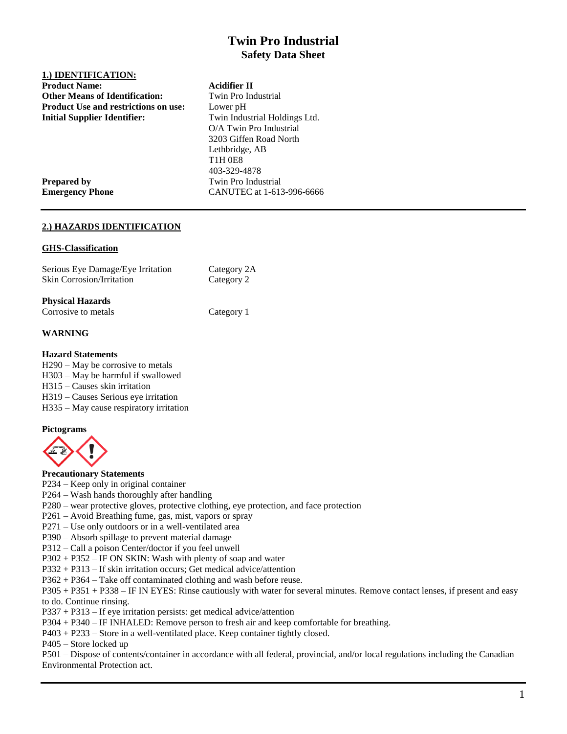# Twin Pro Industrial
## Safety Data Sheet

### 1.) IDENTIFICATION:

| | |
|---|---|
| **Product Name:** | **Acidifier II** |
| **Other Means of Identification:** | Twin Pro Industrial |
| **Product Use and restrictions on use:** | Lower pH |
| **Initial Supplier Identifier:** | Twin Industrial Holdings Ltd.<br>O/A Twin Pro Industrial<br>3203 Giffen Road North<br>Lethbridge, AB<br>T1H 0E8<br>403-329-4878 |
| **Prepared by** | Twin Pro Industrial |
| **Emergency Phone** | CANUTEC at 1-613-996-6666 |

---

### 2.) HAZARDS IDENTIFICATION

#### GHS-Classification

| | |
|---|---|
| Serious Eye Damage/Eye Irritation | Category 2A |
| Skin Corrosion/Irritation | Category 2 |

**Physical Hazards**

| | |
|---|---|
| Corrosive to metals | Category 1 |

**WARNING**

**Hazard Statements**

H290 – May be corrosive to metals
H303 – May be harmful if swallowed
H315 – Causes skin irritation
H319 – Causes Serious eye irritation
H335 – May cause respiratory irritation

**Pictograms**

**Precautionary Statements**

P234 – Keep only in original container
P264 – Wash hands thoroughly after handling
P280 – wear protective gloves, protective clothing, eye protection, and face protection
P261 – Avoid Breathing fume, gas, mist, vapors or spray
P271 – Use only outdoors or in a well-ventilated area
P390 – Absorb spillage to prevent material damage
P312 – Call a poison Center/doctor if you feel unwell
P302 + P352 – IF ON SKIN: Wash with plenty of soap and water
P332 + P313 – If skin irritation occurs; Get medical advice/attention
P362 + P364 – Take off contaminated clothing and wash before reuse.
P305 + P351 + P338 – IF IN EYES: Rinse cautiously with water for several minutes. Remove contact lenses, if present and easy to do. Continue rinsing.
P337 + P313 – If eye irritation persists: get medical advice/attention
P304 + P340 – IF INHALED: Remove person to fresh air and keep comfortable for breathing.
P403 + P233 – Store in a well-ventilated place. Keep container tightly closed.
P405 – Store locked up
P501 – Dispose of contents/container in accordance with all federal, provincial, and/or local regulations including the Canadian Environmental Protection act.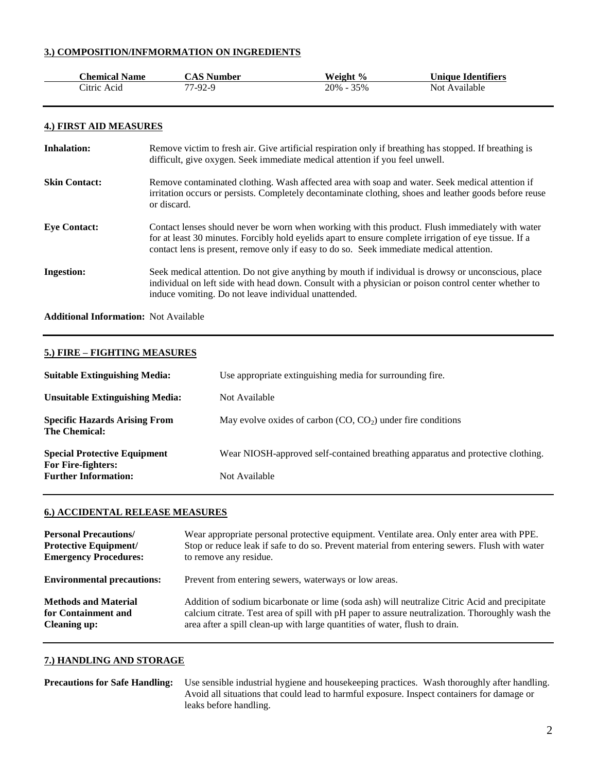## 3.) COMPOSITION/INFMORMATION ON INGREDIENTS

| Chemical Name | CAS Number | Weight % | Unique Identifiers |
|---|---|---|---|
| Citric Acid | 77-92-9 | 20% - 35% | Not Available |

## 4.) FIRST AID MEASURES

**Inhalation:** Remove victim to fresh air. Give artificial respiration only if breathing has stopped. If breathing is difficult, give oxygen. Seek immediate medical attention if you feel unwell.

**Skin Contact:** Remove contaminated clothing. Wash affected area with soap and water. Seek medical attention if irritation occurs or persists. Completely decontaminate clothing, shoes and leather goods before reuse or discard.

**Eye Contact:** Contact lenses should never be worn when working with this product. Flush immediately with water for at least 30 minutes. Forcibly hold eyelids apart to ensure complete irrigation of eye tissue. If a contact lens is present, remove only if easy to do so. Seek immediate medical attention.

**Ingestion:** Seek medical attention. Do not give anything by mouth if individual is drowsy or unconscious, place individual on left side with head down. Consult with a physician or poison control center whether to induce vomiting. Do not leave individual unattended.

**Additional Information:** Not Available

## 5.) FIRE – FIGHTING MEASURES

**Suitable Extinguishing Media:** Use appropriate extinguishing media for surrounding fire.

**Unsuitable Extinguishing Media:** Not Available

**Specific Hazards Arising From The Chemical:** May evolve oxides of carbon ($CO$, $CO_2$) under fire conditions

**Special Protective Equipment For Fire-fighters:** Wear NIOSH-approved self-contained breathing apparatus and protective clothing.

**Further Information:** Not Available

## 6.) ACCIDENTAL RELEASE MEASURES

**Personal Precautions/ Protective Equipment/ Emergency Procedures:** Wear appropriate personal protective equipment. Ventilate area. Only enter area with PPE. Stop or reduce leak if safe to do so. Prevent material from entering sewers. Flush with water to remove any residue.

**Environmental precautions:** Prevent from entering sewers, waterways or low areas.

**Methods and Material for Containment and Cleaning up:** Addition of sodium bicarbonate or lime (soda ash) will neutralize Citric Acid and precipitate calcium citrate. Test area of spill with pH paper to assure neutralization. Thoroughly wash the area after a spill clean-up with large quantities of water, flush to drain.

## 7.) HANDLING AND STORAGE

**Precautions for Safe Handling:** Use sensible industrial hygiene and housekeeping practices. Wash thoroughly after handling. Avoid all situations that could lead to harmful exposure. Inspect containers for damage or leaks before handling.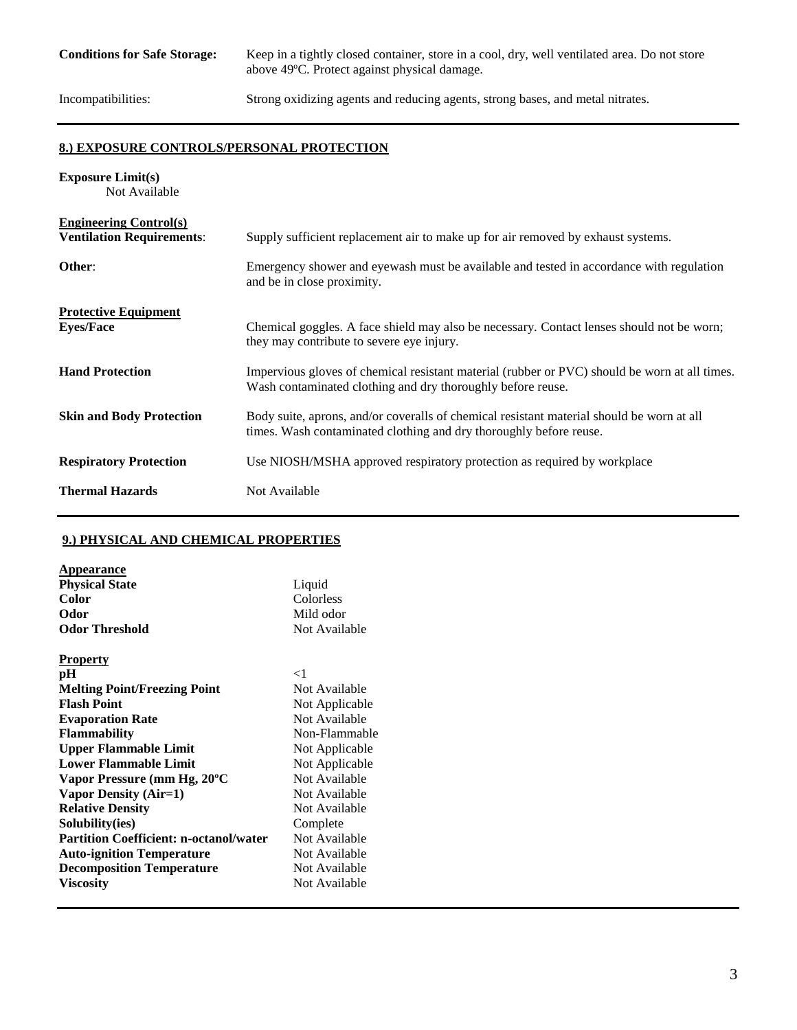| | |
|---|---|
| **Conditions for Safe Storage:** | Keep in a tightly closed container, store in a cool, dry, well ventilated area. Do not store above 49ºC. Protect against physical damage. |
| Incompatibilities: | Strong oxidizing agents and reducing agents, strong bases, and metal nitrates. |

## 8.) EXPOSURE CONTROLS/PERSONAL PROTECTION

**Exposure Limit(s)**
Not Available

**Engineering Control(s)**

| | |
|---|---|
| **Ventilation Requirements**: | Supply sufficient replacement air to make up for air removed by exhaust systems. |
| **Other**: | Emergency shower and eyewash must be available and tested in accordance with regulation and be in close proximity. |

**Protective Equipment**

| | |
|---|---|
| **Eyes/Face** | Chemical goggles. A face shield may also be necessary. Contact lenses should not be worn; they may contribute to severe eye injury. |
| **Hand Protection** | Impervious gloves of chemical resistant material (rubber or PVC) should be worn at all times. Wash contaminated clothing and dry thoroughly before reuse. |
| **Skin and Body Protection** | Body suite, aprons, and/or coveralls of chemical resistant material should be worn at all times. Wash contaminated clothing and dry thoroughly before reuse. |
| **Respiratory Protection** | Use NIOSH/MSHA approved respiratory protection as required by workplace |
| **Thermal Hazards** | Not Available |

## 9.) PHYSICAL AND CHEMICAL PROPERTIES

**Appearance**

| | |
|---|---|
| **Physical State** | Liquid |
| **Color** | Colorless |
| **Odor** | Mild odor |
| **Odor Threshold** | Not Available |

**Property**

| | |
|---|---|
| **pH** | <1 |
| **Melting Point/Freezing Point** | Not Available |
| **Flash Point** | Not Applicable |
| **Evaporation Rate** | Not Available |
| **Flammability** | Non-Flammable |
| **Upper Flammable Limit** | Not Applicable |
| **Lower Flammable Limit** | Not Applicable |
| **Vapor Pressure (mm Hg, 20ºC** | Not Available |
| **Vapor Density (Air=1)** | Not Available |
| **Relative Density** | Not Available |
| **Solubility(ies)** | Complete |
| **Partition Coefficient: n-octanol/water** | Not Available |
| **Auto-ignition Temperature** | Not Available |
| **Decomposition Temperature** | Not Available |
| **Viscosity** | Not Available |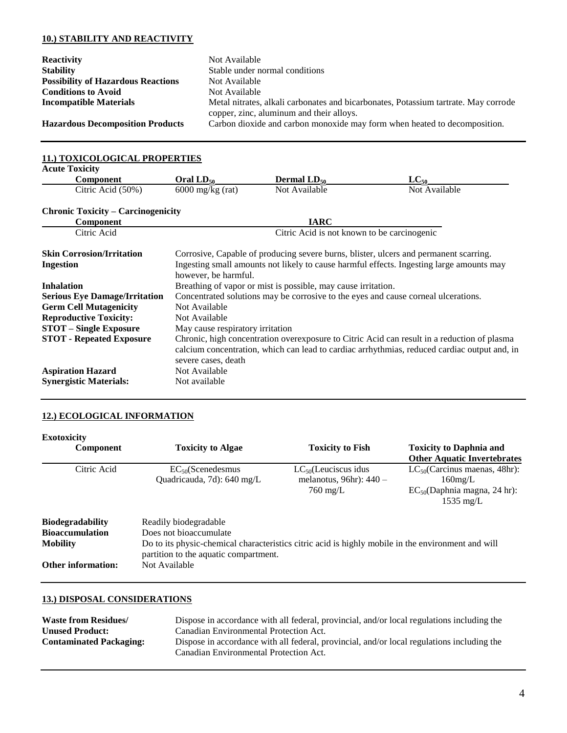## 10.) STABILITY AND REACTIVITY

| | |
|---|---|
| **Reactivity** | Not Available |
| **Stability** | Stable under normal conditions |
| **Possibility of Hazardous Reactions** | Not Available |
| **Conditions to Avoid** | Not Available |
| **Incompatible Materials** | Metal nitrates, alkali carbonates and bicarbonates, Potassium tartrate. May corrode copper, zinc, aluminum and their alloys. |
| **Hazardous Decomposition Products** | Carbon dioxide and carbon monoxide may form when heated to decomposition. |

## 11.) TOXICOLOGICAL PROPERTIES

**Acute Toxicity**

| Component | Oral $LD_{50}$ | Dermal $LD_{50}$ | $LC_{50}$ |
|---|---|---|---|
| Citric Acid (50%) | 6000 mg/kg (rat) | Not Available | Not Available |

**Chronic Toxicity – Carcinogenicity**

| Component | IARC |
|---|---|
| Citric Acid | Citric Acid is not known to be carcinogenic |

| | |
|---|---|
| **Skin Corrosion/Irritation** | Corrosive, Capable of producing severe burns, blister, ulcers and permanent scarring. |
| **Ingestion** | Ingesting small amounts not likely to cause harmful effects. Ingesting large amounts may however, be harmful. |
| **Inhalation** | Breathing of vapor or mist is possible, may cause irritation. |
| **Serious Eye Damage/Irritation** | Concentrated solutions may be corrosive to the eyes and cause corneal ulcerations. |
| **Germ Cell Mutagenicity** | Not Available |
| **Reproductive Toxicity:** | Not Available |
| **STOT – Single Exposure** | May cause respiratory irritation |
| **STOT - Repeated Exposure** | Chronic, high concentration overexposure to Citric Acid can result in a reduction of plasma calcium concentration, which can lead to cardiac arrhythmias, reduced cardiac output and, in severe cases, death |
| **Aspiration Hazard** | Not Available |
| **Synergistic Materials:** | Not available |

## 12.) ECOLOGICAL INFORMATION

**Exotoxicity**

| Component | Toxicity to Algae | Toxicity to Fish | Toxicity to Daphnia and Other Aquatic Invertebrates |
|---|---|---|---|
| Citric Acid | $EC_{50}$(Scenedesmus Quadricauda, 7d): 640 mg/L | $LC_{50}$(Leuciscus idus melanotus, 96hr): 440 – 760 mg/L | $LC_{50}$(Carcinus maenas, 48hr): 160mg/L<br>$EC_{50}$(Daphnia magna, 24 hr): 1535 mg/L |

| | |
|---|---|
| **Biodegradability** | Readily biodegradable |
| **Bioaccumulation** | Does not bioaccumulate |
| **Mobility** | Do to its physic-chemical characteristics citric acid is highly mobile in the environment and will partition to the aquatic compartment. |
| **Other information:** | Not Available |

## 13.) DISPOSAL CONSIDERATIONS

| | |
|---|---|
| **Waste from Residues/ Unused Product:** | Dispose in accordance with all federal, provincial, and/or local regulations including the Canadian Environmental Protection Act. |
| **Contaminated Packaging:** | Dispose in accordance with all federal, provincial, and/or local regulations including the Canadian Environmental Protection Act. |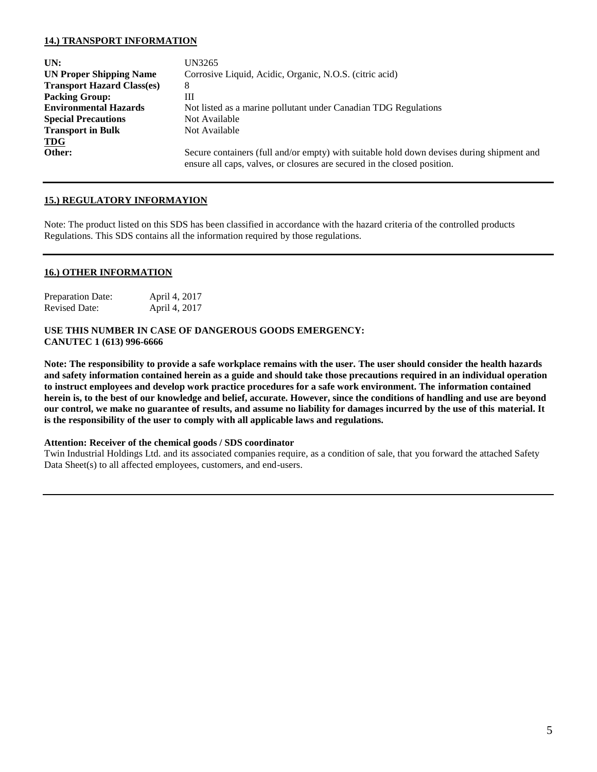## 14.) TRANSPORT INFORMATION

| | |
|---|---|
| **UN:** | UN3265 |
| **UN Proper Shipping Name** | Corrosive Liquid, Acidic, Organic, N.O.S. (citric acid) |
| **Transport Hazard Class(es)** | 8 |
| **Packing Group:** | III |
| **Environmental Hazards** | Not listed as a marine pollutant under Canadian TDG Regulations |
| **Special Precautions** | Not Available |
| **Transport in Bulk** | Not Available |
| **TDG** | |
| **Other:** | Secure containers (full and/or empty) with suitable hold down devises during shipment and ensure all caps, valves, or closures are secured in the closed position. |

## 15.) REGULATORY INFORMAYION

Note: The product listed on this SDS has been classified in accordance with the hazard criteria of the controlled products Regulations. This SDS contains all the information required by those regulations.

## 16.) OTHER INFORMATION

| | |
|---|---|
| Preparation Date: | April 4, 2017 |
| Revised Date: | April 4, 2017 |

**USE THIS NUMBER IN CASE OF DANGEROUS GOODS EMERGENCY:**
**CANUTEC 1 (613) 996-6666**

**Note: The responsibility to provide a safe workplace remains with the user. The user should consider the health hazards and safety information contained herein as a guide and should take those precautions required in an individual operation to instruct employees and develop work practice procedures for a safe work environment. The information contained herein is, to the best of our knowledge and belief, accurate. However, since the conditions of handling and use are beyond our control, we make no guarantee of results, and assume no liability for damages incurred by the use of this material. It is the responsibility of the user to comply with all applicable laws and regulations.**

**Attention: Receiver of the chemical goods / SDS coordinator**
Twin Industrial Holdings Ltd. and its associated companies require, as a condition of sale, that you forward the attached Safety Data Sheet(s) to all affected employees, customers, and end-users.